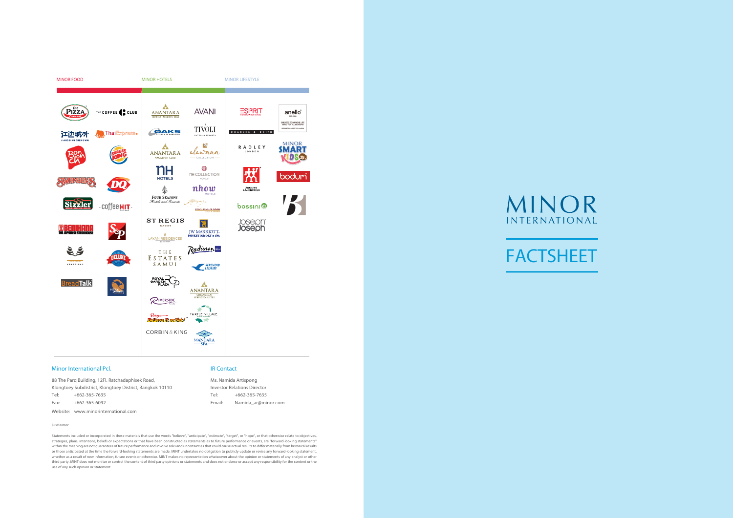MINOR FOOD

MINOR HOTELS

MINOR LIFESTYLE

# MINOR INTERNATIONAL

# FACTSHEET

## Minor International Pcl.

88 The Parq Building, 12Fl. Ratchadaphisek Road,
Klongtoey Subdistrict, Klongtoey District, Bangkok 10110

Tel: +662-365-7635

Fax: +662-365-6092

Website: www.minorinternational.com

## IR Contact

Ms. Namida Artispong

Investor Relations Director

Tel: +662-365-7635

Email: Namida_ar@minor.com

Disclaimer:

Statements included or incorporated in these materials that use the words "believe", "anticipate", "estimate", "target", or "hope", or that otherwise relate to objectives, strategies, plans, intentions, beliefs or expectations or that have been constructed as statements as to future performance or events, are "forward-looking statements" within the meaning are not guarantees of future performance and involve risks and uncertainties that could cause actual results to differ materially from historical results or those anticipated at the time the forward-looking statements are made. MINT undertakes no obligation to publicly update or revise any forward-looking statement, whether as a result of new information, future events or otherwise. MINT makes no representation whatsoever about the opinion or statements of any analyst or other third party. MINT does not monitor or control the content of third party opinions or statements and does not endorse or accept any responsibility for the content or the use of any such opinion or statement.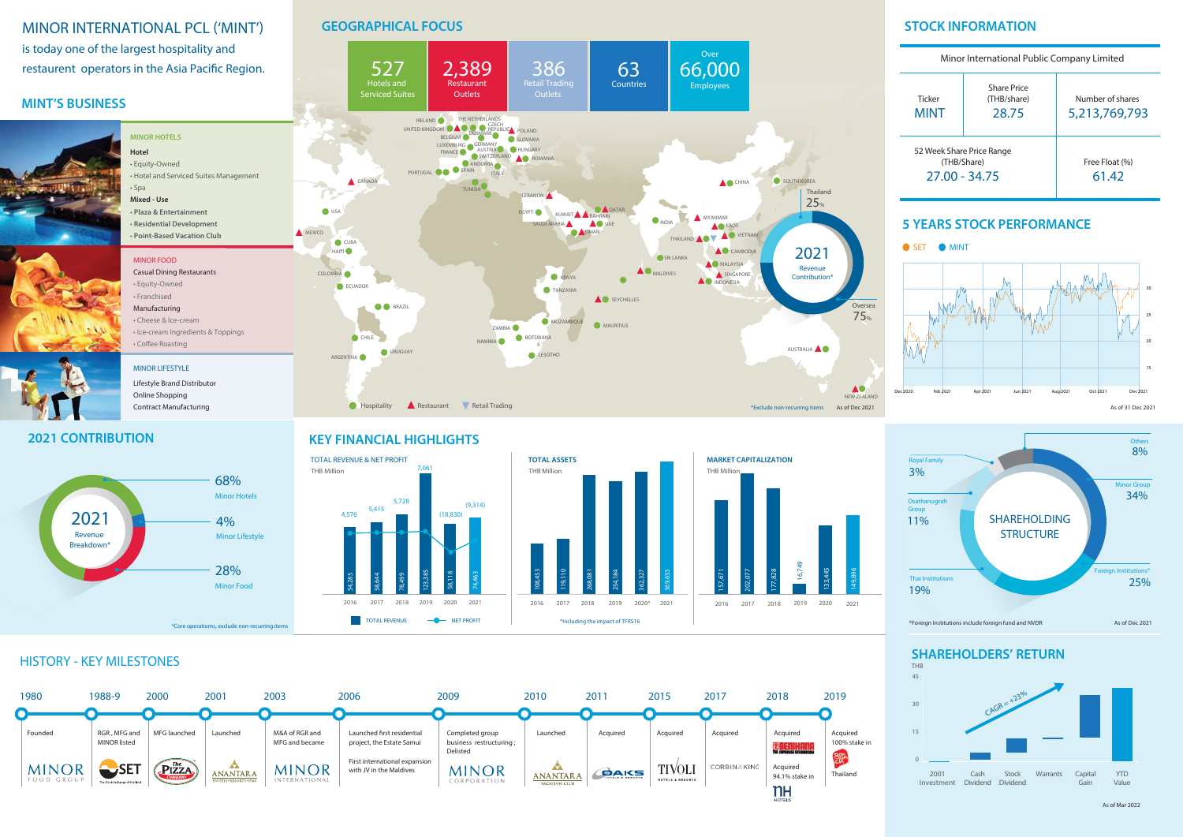# MINOR INTERNATIONAL PCL ('MINT')

is today one of the largest hospitality and restaurant operators in the Asia Pacific Region.

## MINT'S BUSINESS

### MINOR HOTELS

**Hotel**
- Equity-Owned
- Hotel and Serviced Suites Management
- Spa

**Mixed - Use**
- Plaza & Entertainment
- Residential Development
- Point-Based Vacation Club

### MINOR FOOD

Casual Dining Restaurants
- Equity-Owned
- Franchised

Manufacturing
- Cheese & Ice-cream
- Ice-cream Ingredients & Toppings
- Coffee Roasting

### MINOR LIFESTYLE

Lifestyle Brand Distributor
Online Shopping
Contract Manufacturing

## GEOGRAPHICAL FOCUS

527 Hotels and Serviced Suites
2,389 Restaurant Outlets
386 Retail Trading Outlets
63 Countries
Over 66,000 Employees

IRELAND, THE NETHERLANDS, UNITED KINGDOM, CZECH REPUBLIC, POLAND, DENMARK, BELGIUM, SLOVAKIA, LUXEMBURG, GERMANY, FRANCE, AUSTRIA, HUNGARY, SWITZERLAND, ROMANIA, ANDORRA, PORTUGAL, SPAIN, ITALY, CANADA, TUNISIA, CHINA, SOUTH KOREA, LEBANON, QATAR, EGYPT, KUWAIT, BAHRAIN, SAUDI ARABIA, UAE, OMAN, INDIA, MYANMAR, USA, LAOS, THAILAND, VIETNAM, MEXICO, CUBA, CAMBODIA, HAITI, SRI LANKA, MALAYSIA, COLOMBIA, MALDIVES, SINGAPORE, INDONESIA, KENYA, ECUADOR, TANZANIA, SEYCHELLES, BRAZIL, MOZAMBIQUE, MAURITIUS, ZAMBIA, CHILE, NAMIBIA, BOTSWANA, URUGUAY, LESOTHO, ARGENTINA, AUSTRALIA, NEW ZEALAND

2021 Revenue Contribution*
Thailand 25%
Oversea 75%

Hospitality | Restaurant | Retail Trading

*Exclude non-recurring items

As of Dec 2021

## STOCK INFORMATION

Minor International Public Company Limited

| Ticker | Share Price (THB/share) | Number of shares |
|---|---|---|
| MINT | 28.75 | 5,213,769,793 |

| 52 Week Share Price Range (THB/Share) | Free Float (%) |
|---|---|
| 27.00 - 34.75 | 61.42 |

## 5 YEARS STOCK PERFORMANCE

SET | MINT

30
25
20
15

Dec 2020 | Feb 2021 | Apr 2021 | Jun 2021 | Aug 2021 | Oct 2021 | Dec 2021

As of 31 Dec 2021

## 2021 CONTRIBUTION

2021 Revenue Breakdown*

68% Minor Hotels
4% Minor Lifestyle
28% Minor Food

*Core operations, exclude non-recurring items

## KEY FINANCIAL HIGHLIGHTS

### TOTAL REVENUE & NET PROFIT

THB Million

2016: 54,285 / 4,576
2017: 58,644 / 5,415
2018: 78,499 / 5,728
2019: 123,385 / 7,061
2020: 58,118 / (18,830)
2021: 74,463 / (9,314)

TOTAL REVENUE | NET PROFIT

### TOTAL ASSETS

THB Million

2016: 108,453
2017: 119,110
2018: 268,081
2019: 254,184
2020*: 362,327
2021: 369,633

*Including the impact of TFRS16

### MARKET CAPITALIZATION

THB Million

2016: 157,671
2017: 202,077
2018: 177,828
2019: 16,749
2020: 133,445
2021: 149,896

## SHAREHOLDING STRUCTURE

Others 8%
Minor Group 34%
Foreign Institutions* 25%
Thai Institutions 19%
Osathanugrah Group 11%
Royal Family 3%

*Foreign Institutions include foreign fund and NVDR

As of Dec 2021

## HISTORY - KEY MILESTONES

- **1980** Founded
- **1988-9** RGR, MFG and MINOR listed
- **2000** MFG launched
- **2001** Launched
- **2003** M&A of RGR and MFG and became
- **2006** Launched first residential project, the Estate Samui. First international expansion with JV in the Maldives
- **2009** Completed group business restructuring; Delisted
- **2010** Launched
- **2011** Acquired
- **2015** Acquired
- **2017** Acquired
- **2018** Acquired; Acquired 94.1% stake in
- **2019** Acquired 100% stake in Thailand

## SHAREHOLDERS' RETURN

THB

45
30
15
0

CAGR = +23%

2001 Investment | Cash Dividend | Stock Dividend | Warrants | Capital Gain | YTD Value

As of Mar 2022